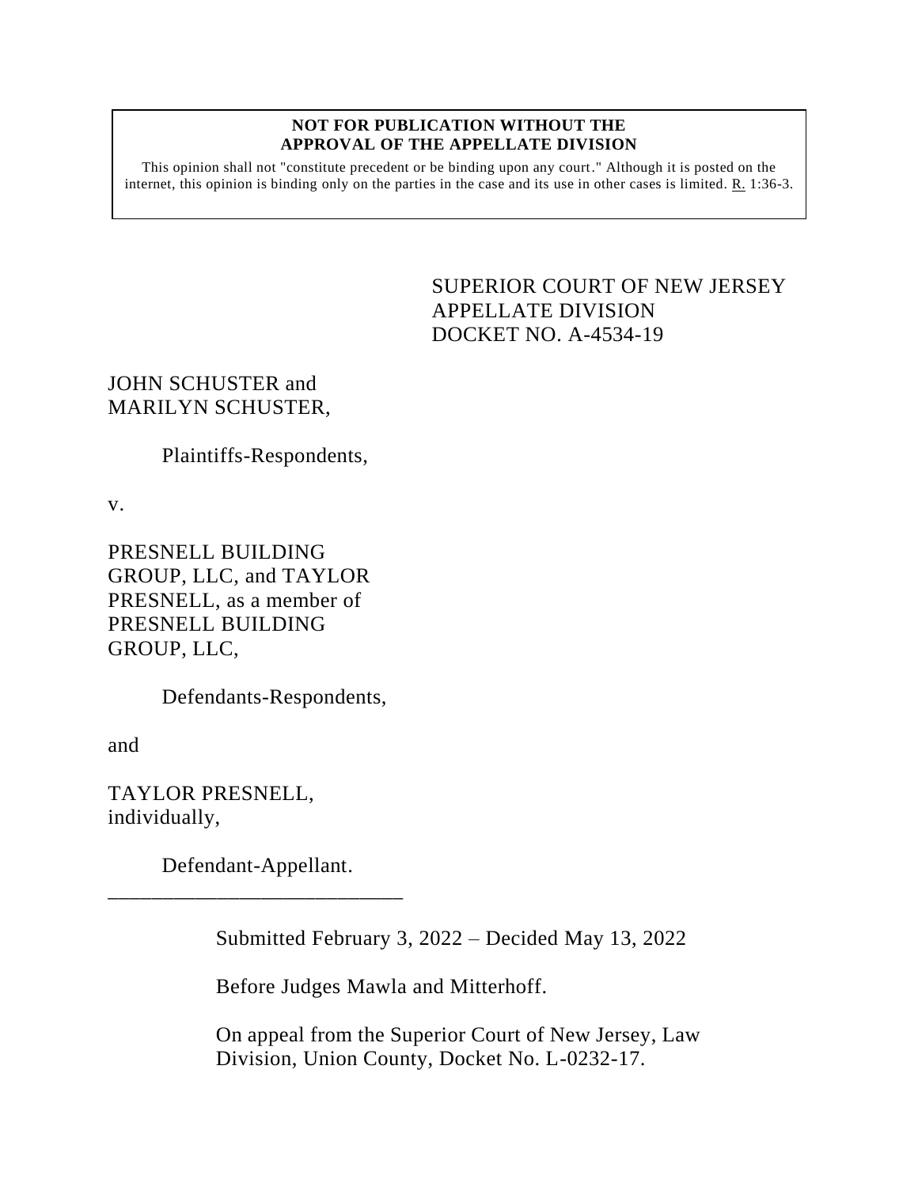**NOT FOR PUBLICATION WITHOUT THE APPROVAL OF THE APPELLATE DIVISION**

This opinion shall not "constitute precedent or be binding upon any court." Although it is posted on the internet, this opinion is binding only on the parties in the case and its use in other cases is limited. R. 1:36-3.

SUPERIOR COURT OF NEW JERSEY
APPELLATE DIVISION
DOCKET NO. A-4534-19

JOHN SCHUSTER and MARILYN SCHUSTER,

Plaintiffs-Respondents,

v.

PRESNELL BUILDING GROUP, LLC, and TAYLOR PRESNELL, as a member of PRESNELL BUILDING GROUP, LLC,

Defendants-Respondents,

and

TAYLOR PRESNELL, individually,

Defendant-Appellant.

\_\_\_\_\_\_\_\_\_\_\_\_\_\_\_\_\_\_\_\_\_\_\_\_\_\_\_\_

Submitted February 3, 2022 – Decided May 13, 2022

Before Judges Mawla and Mitterhoff.

On appeal from the Superior Court of New Jersey, Law Division, Union County, Docket No. L-0232-17.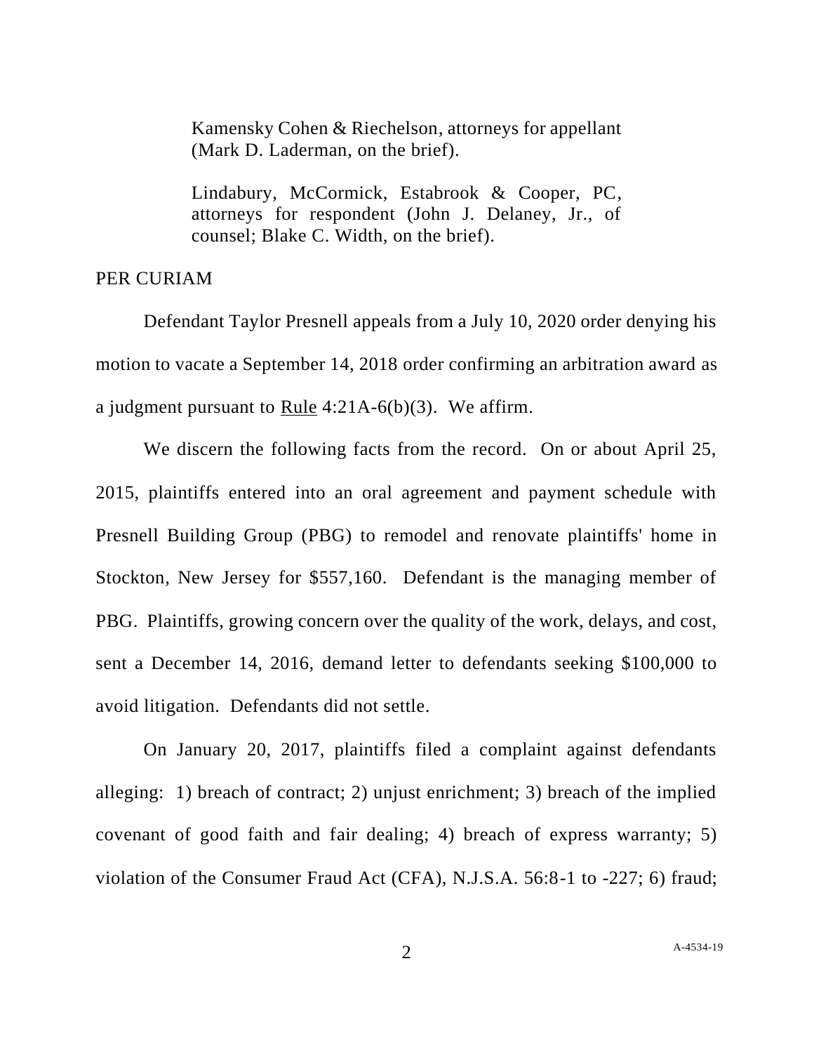Kamensky Cohen & Riechelson, attorneys for appellant (Mark D. Laderman, on the brief).

Lindabury, McCormick, Estabrook & Cooper, PC, attorneys for respondent (John J. Delaney, Jr., of counsel; Blake C. Width, on the brief).

PER CURIAM

Defendant Taylor Presnell appeals from a July 10, 2020 order denying his motion to vacate a September 14, 2018 order confirming an arbitration award as a judgment pursuant to Rule 4:21A-6(b)(3). We affirm.

We discern the following facts from the record. On or about April 25, 2015, plaintiffs entered into an oral agreement and payment schedule with Presnell Building Group (PBG) to remodel and renovate plaintiffs' home in Stockton, New Jersey for $557,160. Defendant is the managing member of PBG. Plaintiffs, growing concern over the quality of the work, delays, and cost, sent a December 14, 2016, demand letter to defendants seeking $100,000 to avoid litigation. Defendants did not settle.

On January 20, 2017, plaintiffs filed a complaint against defendants alleging: 1) breach of contract; 2) unjust enrichment; 3) breach of the implied covenant of good faith and fair dealing; 4) breach of express warranty; 5) violation of the Consumer Fraud Act (CFA), N.J.S.A. 56:8-1 to -227; 6) fraud;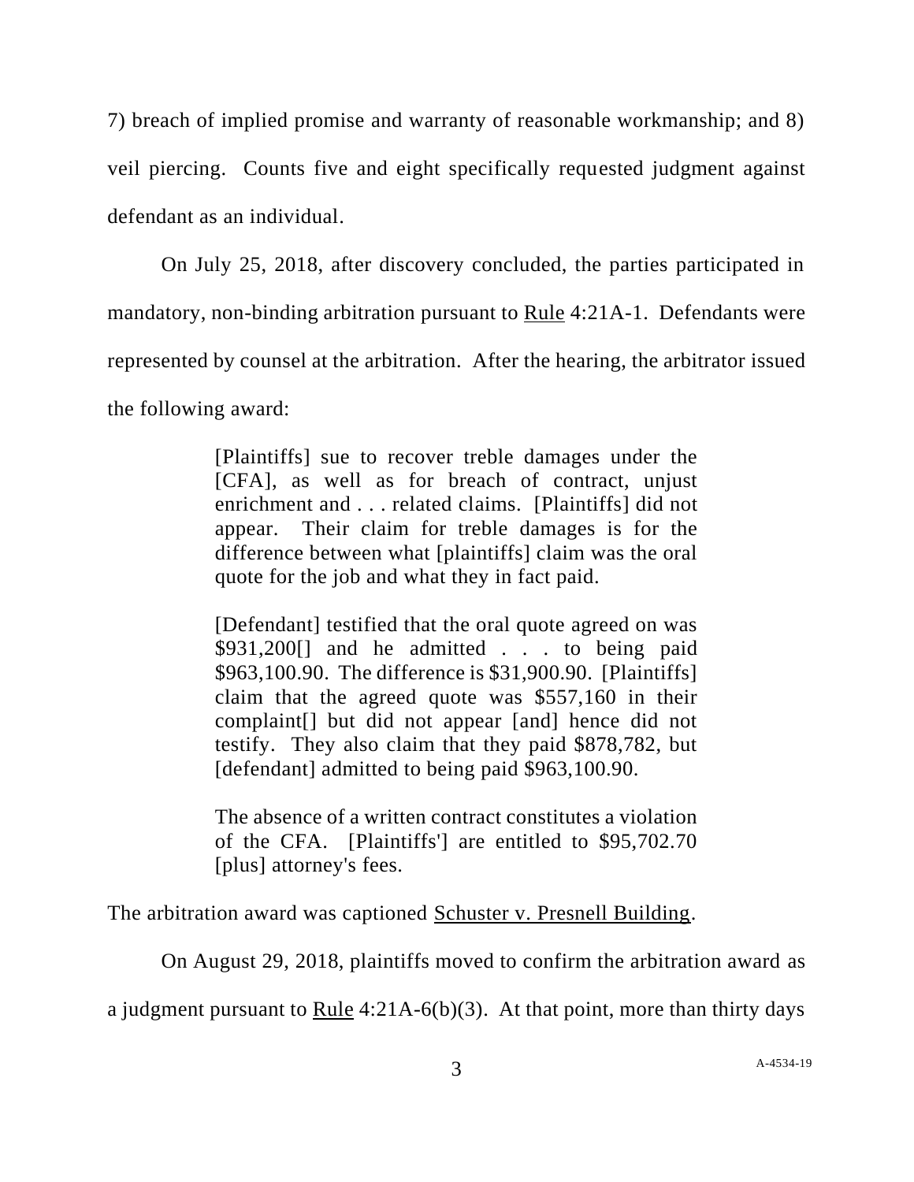7) breach of implied promise and warranty of reasonable workmanship; and 8) veil piercing. Counts five and eight specifically requested judgment against defendant as an individual.

On July 25, 2018, after discovery concluded, the parties participated in mandatory, non-binding arbitration pursuant to Rule 4:21A-1. Defendants were represented by counsel at the arbitration. After the hearing, the arbitrator issued the following award:

> [Plaintiffs] sue to recover treble damages under the [CFA], as well as for breach of contract, unjust enrichment and . . . related claims. [Plaintiffs] did not appear. Their claim for treble damages is for the difference between what [plaintiffs] claim was the oral quote for the job and what they in fact paid.
>
> [Defendant] testified that the oral quote agreed on was $931,200[] and he admitted . . . to being paid $963,100.90. The difference is $31,900.90. [Plaintiffs] claim that the agreed quote was $557,160 in their complaint[] but did not appear [and] hence did not testify. They also claim that they paid $878,782, but [defendant] admitted to being paid $963,100.90.
>
> The absence of a written contract constitutes a violation of the CFA. [Plaintiffs'] are entitled to $95,702.70 [plus] attorney's fees.

The arbitration award was captioned Schuster v. Presnell Building.

On August 29, 2018, plaintiffs moved to confirm the arbitration award as a judgment pursuant to Rule 4:21A-6(b)(3). At that point, more than thirty days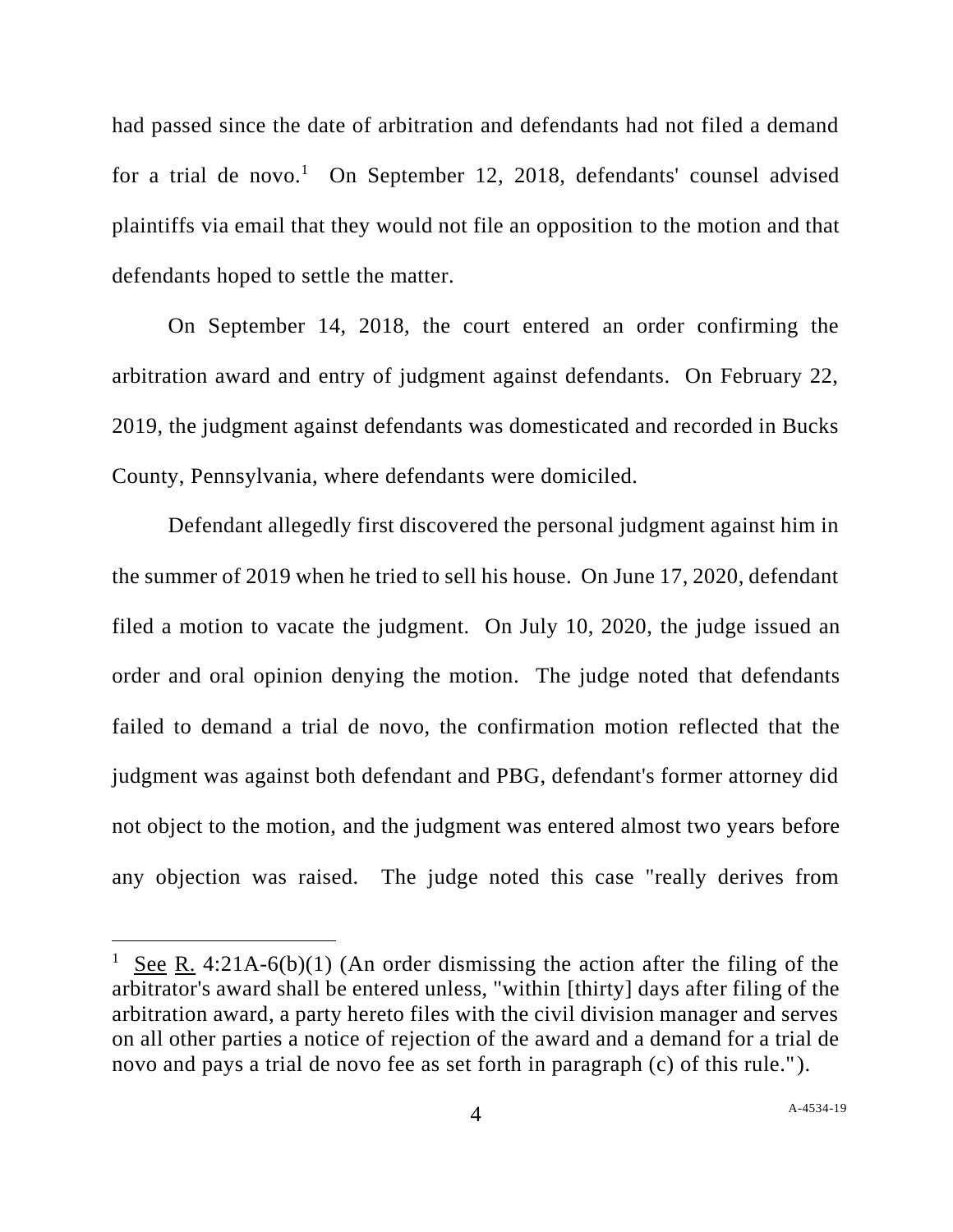had passed since the date of arbitration and defendants had not filed a demand for a trial de novo.[1] On September 12, 2018, defendants' counsel advised plaintiffs via email that they would not file an opposition to the motion and that defendants hoped to settle the matter.

On September 14, 2018, the court entered an order confirming the arbitration award and entry of judgment against defendants. On February 22, 2019, the judgment against defendants was domesticated and recorded in Bucks County, Pennsylvania, where defendants were domiciled.

Defendant allegedly first discovered the personal judgment against him in the summer of 2019 when he tried to sell his house. On June 17, 2020, defendant filed a motion to vacate the judgment. On July 10, 2020, the judge issued an order and oral opinion denying the motion. The judge noted that defendants failed to demand a trial de novo, the confirmation motion reflected that the judgment was against both defendant and PBG, defendant's former attorney did not object to the motion, and the judgment was entered almost two years before any objection was raised. The judge noted this case "really derives from

---

[1] See R. 4:21A-6(b)(1) (An order dismissing the action after the filing of the arbitrator's award shall be entered unless, "within [thirty] days after filing of the arbitration award, a party hereto files with the civil division manager and serves on all other parties a notice of rejection of the award and a demand for a trial de novo and pays a trial de novo fee as set forth in paragraph (c) of this rule.").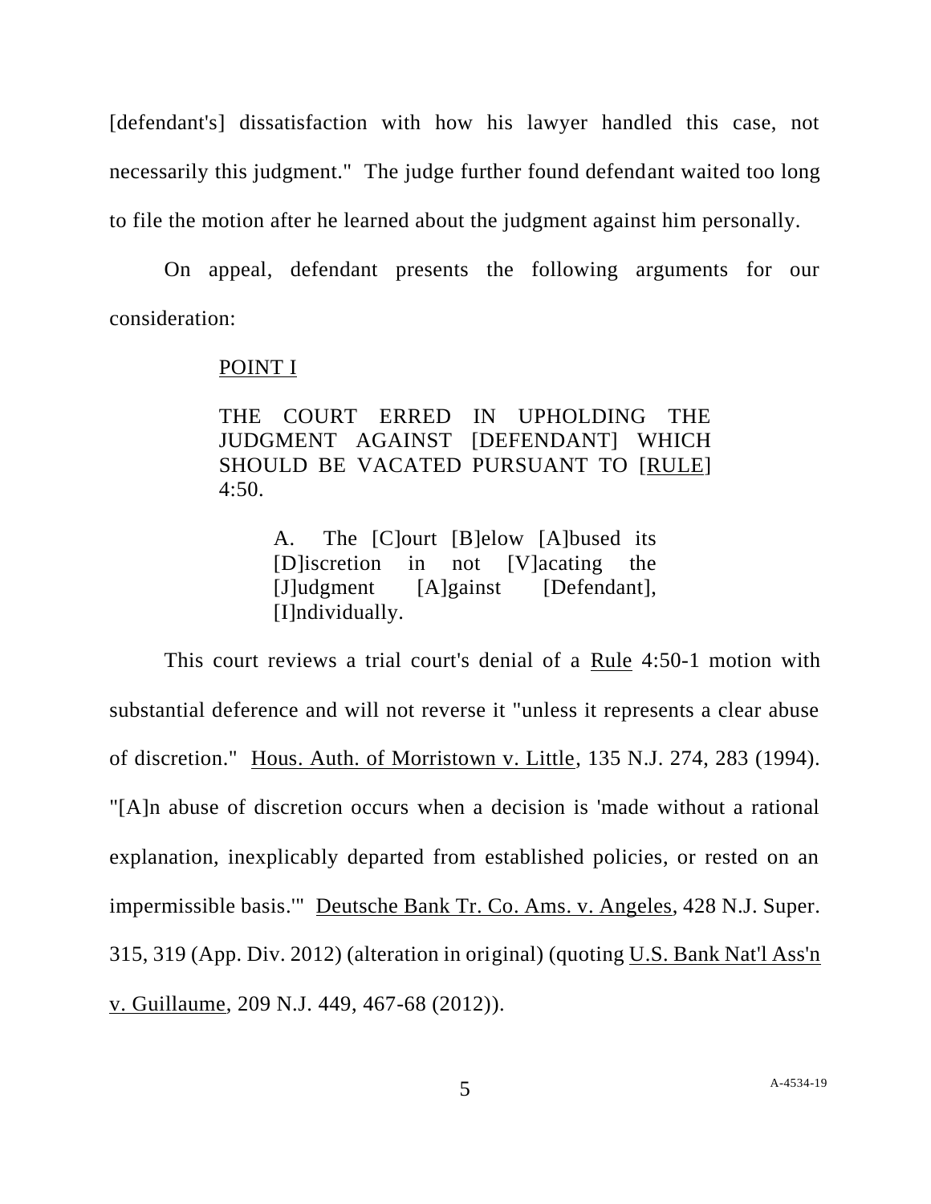[defendant's] dissatisfaction with how his lawyer handled this case, not necessarily this judgment." The judge further found defendant waited too long to file the motion after he learned about the judgment against him personally.

On appeal, defendant presents the following arguments for our consideration:

> POINT I
>
> THE COURT ERRED IN UPHOLDING THE JUDGMENT AGAINST [DEFENDANT] WHICH SHOULD BE VACATED PURSUANT TO [RULE] 4:50.
>
> > A. The [C]ourt [B]elow [A]bused its [D]iscretion in not [V]acating the [J]udgment [A]gainst [Defendant], [I]ndividually.

This court reviews a trial court's denial of a Rule 4:50-1 motion with substantial deference and will not reverse it "unless it represents a clear abuse of discretion." Hous. Auth. of Morristown v. Little, 135 N.J. 274, 283 (1994). "[A]n abuse of discretion occurs when a decision is 'made without a rational explanation, inexplicably departed from established policies, or rested on an impermissible basis.'" Deutsche Bank Tr. Co. Ams. v. Angeles, 428 N.J. Super. 315, 319 (App. Div. 2012) (alteration in original) (quoting U.S. Bank Nat'l Ass'n v. Guillaume, 209 N.J. 449, 467-68 (2012)).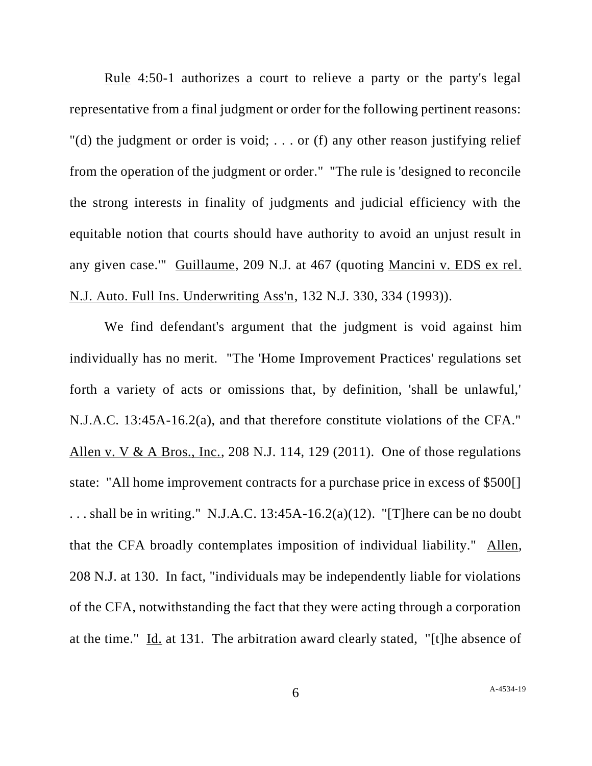Rule 4:50-1 authorizes a court to relieve a party or the party's legal representative from a final judgment or order for the following pertinent reasons: "(d) the judgment or order is void; . . . or (f) any other reason justifying relief from the operation of the judgment or order." "The rule is 'designed to reconcile the strong interests in finality of judgments and judicial efficiency with the equitable notion that courts should have authority to avoid an unjust result in any given case.'" Guillaume, 209 N.J. at 467 (quoting Mancini v. EDS ex rel. N.J. Auto. Full Ins. Underwriting Ass'n, 132 N.J. 330, 334 (1993)).

We find defendant's argument that the judgment is void against him individually has no merit. "The 'Home Improvement Practices' regulations set forth a variety of acts or omissions that, by definition, 'shall be unlawful,' N.J.A.C. 13:45A-16.2(a), and that therefore constitute violations of the CFA." Allen v. V & A Bros., Inc., 208 N.J. 114, 129 (2011). One of those regulations state: "All home improvement contracts for a purchase price in excess of $500[] . . . shall be in writing." N.J.A.C. 13:45A-16.2(a)(12). "[T]here can be no doubt that the CFA broadly contemplates imposition of individual liability." Allen, 208 N.J. at 130. In fact, "individuals may be independently liable for violations of the CFA, notwithstanding the fact that they were acting through a corporation at the time." Id. at 131. The arbitration award clearly stated, "[t]he absence of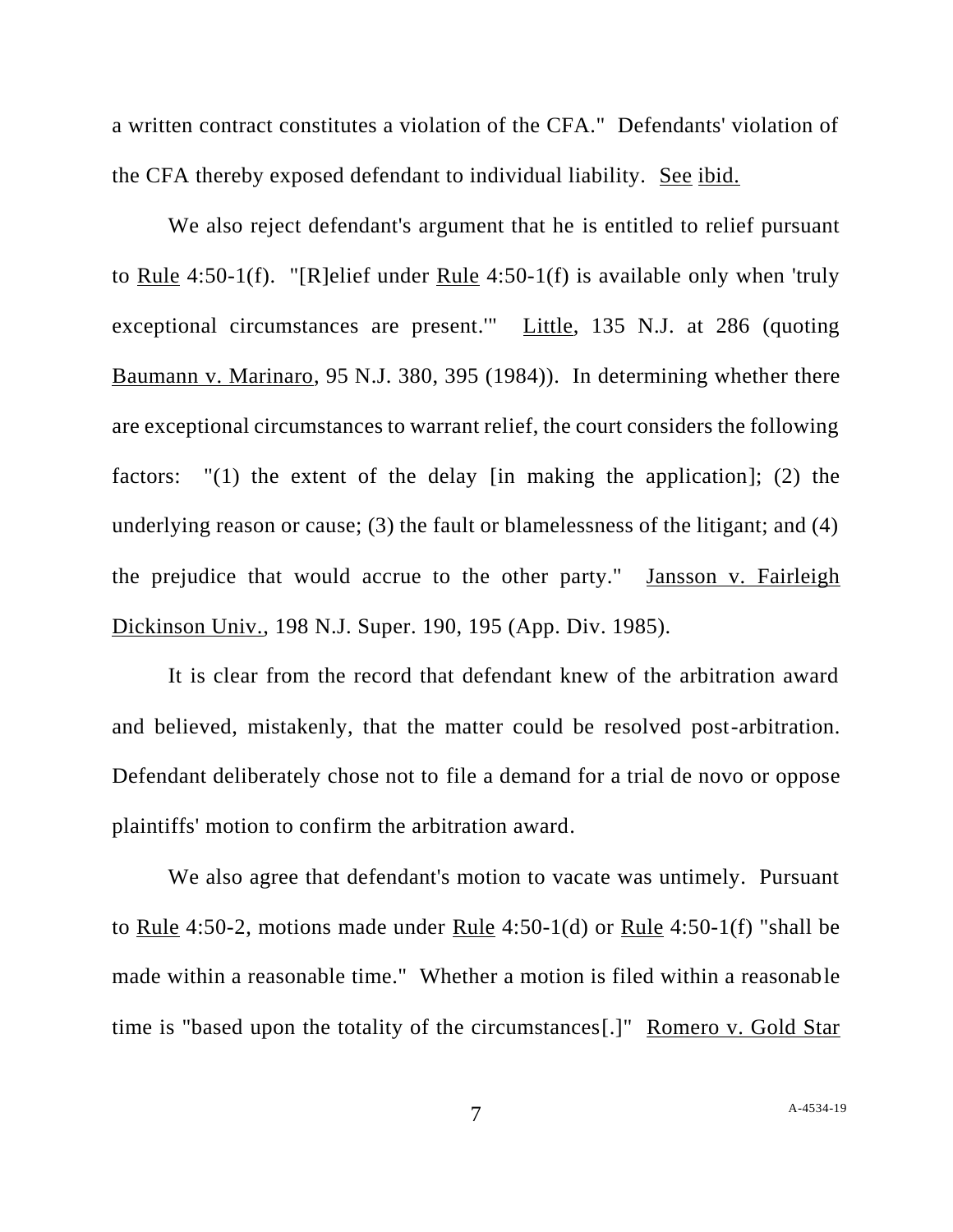a written contract constitutes a violation of the CFA." Defendants' violation of the CFA thereby exposed defendant to individual liability. See ibid.

We also reject defendant's argument that he is entitled to relief pursuant to Rule 4:50-1(f). "[R]elief under Rule 4:50-1(f) is available only when 'truly exceptional circumstances are present.'" Little, 135 N.J. at 286 (quoting Baumann v. Marinaro, 95 N.J. 380, 395 (1984)). In determining whether there are exceptional circumstances to warrant relief, the court considers the following factors: "(1) the extent of the delay [in making the application]; (2) the underlying reason or cause; (3) the fault or blamelessness of the litigant; and (4) the prejudice that would accrue to the other party." Jansson v. Fairleigh Dickinson Univ., 198 N.J. Super. 190, 195 (App. Div. 1985).

It is clear from the record that defendant knew of the arbitration award and believed, mistakenly, that the matter could be resolved post-arbitration. Defendant deliberately chose not to file a demand for a trial de novo or oppose plaintiffs' motion to confirm the arbitration award.

We also agree that defendant's motion to vacate was untimely. Pursuant to Rule 4:50-2, motions made under Rule 4:50-1(d) or Rule 4:50-1(f) "shall be made within a reasonable time." Whether a motion is filed within a reasonable time is "based upon the totality of the circumstances[.]" Romero v. Gold Star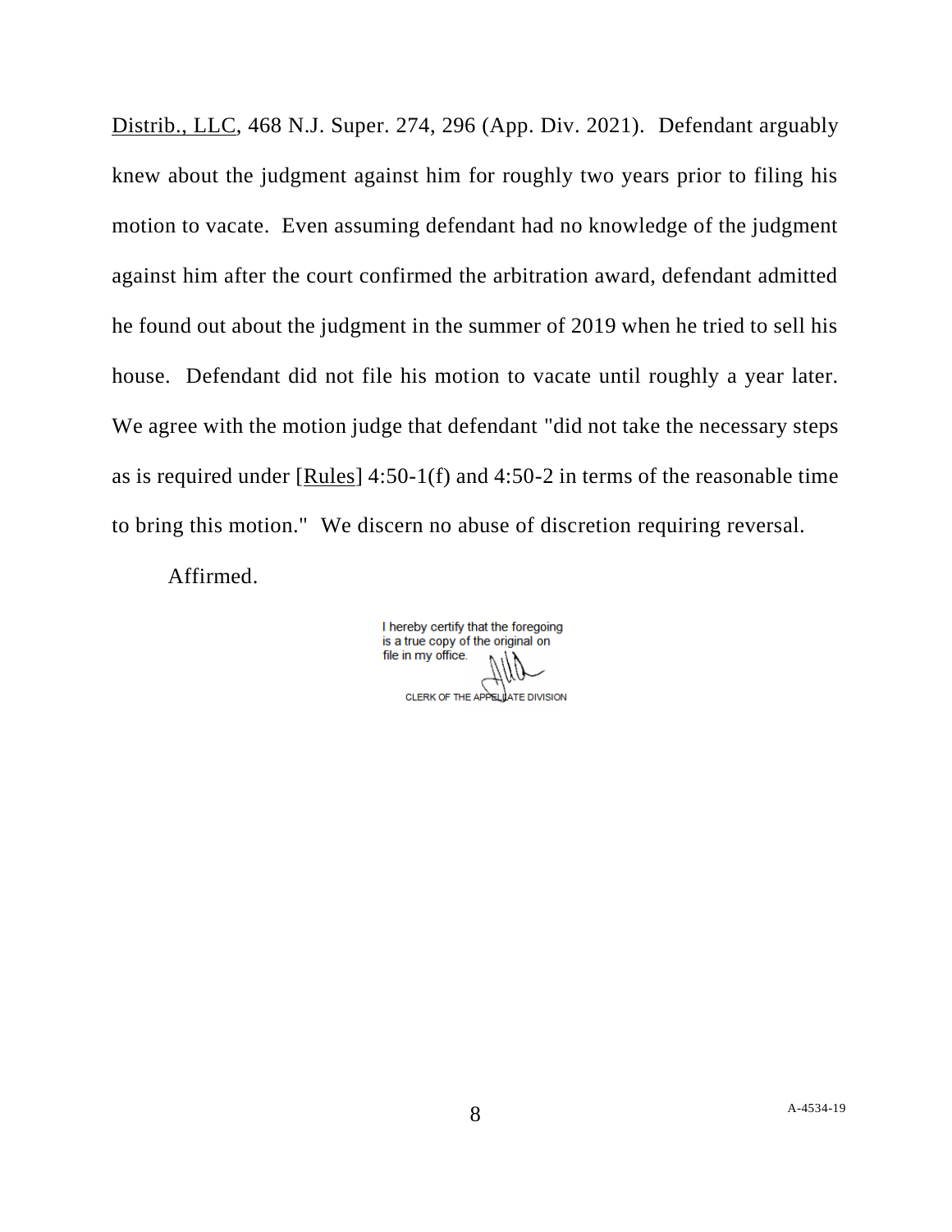Distrib., LLC, 468 N.J. Super. 274, 296 (App. Div. 2021). Defendant arguably knew about the judgment against him for roughly two years prior to filing his motion to vacate. Even assuming defendant had no knowledge of the judgment against him after the court confirmed the arbitration award, defendant admitted he found out about the judgment in the summer of 2019 when he tried to sell his house. Defendant did not file his motion to vacate until roughly a year later. We agree with the motion judge that defendant "did not take the necessary steps as is required under [Rules] 4:50-1(f) and 4:50-2 in terms of the reasonable time to bring this motion." We discern no abuse of discretion requiring reversal.

Affirmed.

I hereby certify that the foregoing is a true copy of the original on file in my office.

CLERK OF THE APPELLATE DIVISION